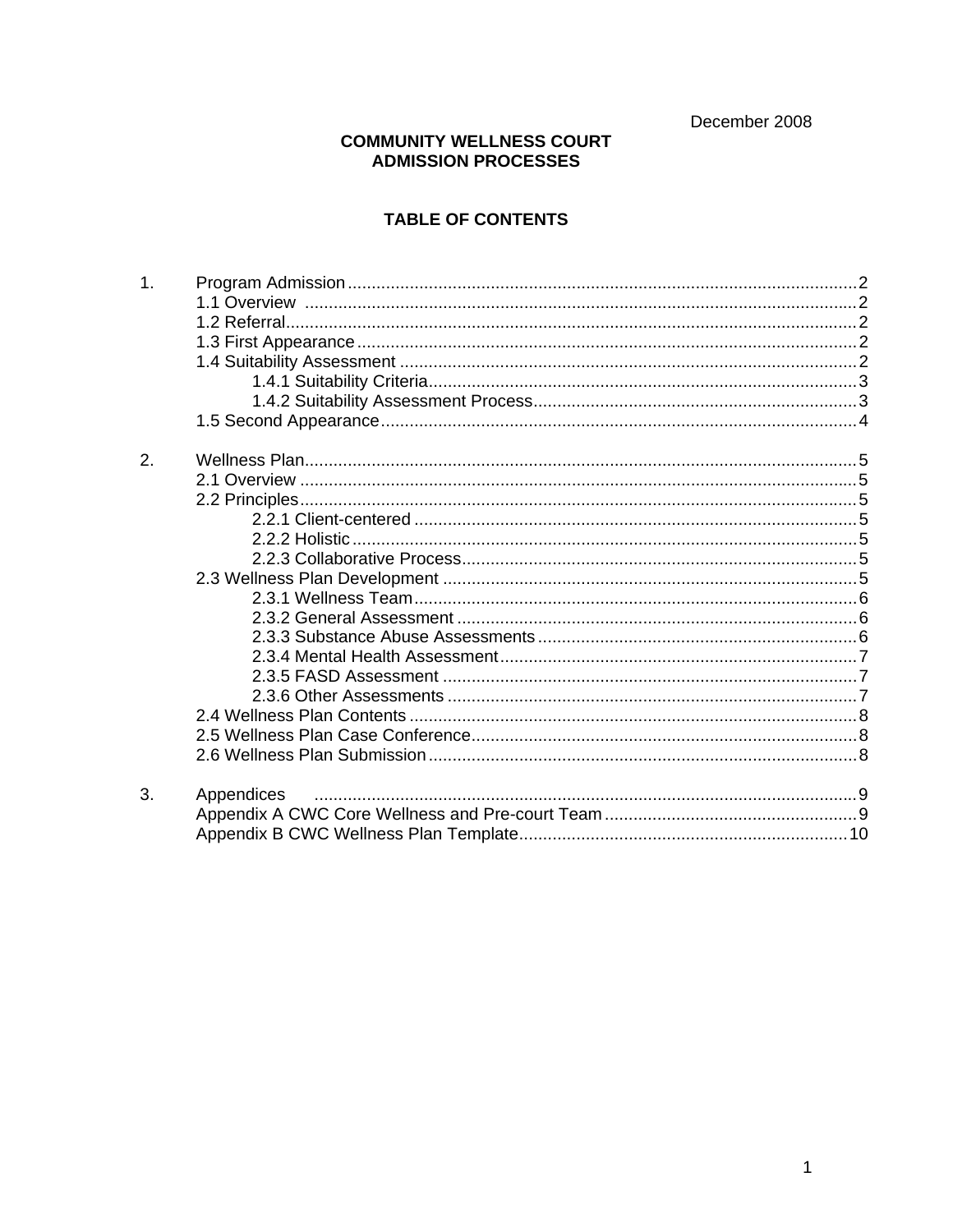December 2008

**COMMUNITY WELLNESS COURT**
**ADMISSION PROCESSES**

**TABLE OF CONTENTS**

1. Program Admission .......... 2
   - 1.1 Overview .......... 2
   - 1.2 Referral .......... 2
   - 1.3 First Appearance .......... 2
   - 1.4 Suitability Assessment .......... 2
     - 1.4.1 Suitability Criteria .......... 3
     - 1.4.2 Suitability Assessment Process .......... 3
   - 1.5 Second Appearance .......... 4

2. Wellness Plan .......... 5
   - 2.1 Overview .......... 5
   - 2.2 Principles .......... 5
     - 2.2.1 Client-centered .......... 5
     - 2.2.2 Holistic .......... 5
     - 2.2.3 Collaborative Process .......... 5
   - 2.3 Wellness Plan Development .......... 5
     - 2.3.1 Wellness Team .......... 6
     - 2.3.2 General Assessment .......... 6
     - 2.3.3 Substance Abuse Assessments .......... 6
     - 2.3.4 Mental Health Assessment .......... 7
     - 2.3.5 FASD Assessment .......... 7
     - 2.3.6 Other Assessments .......... 7
   - 2.4 Wellness Plan Contents .......... 8
   - 2.5 Wellness Plan Case Conference .......... 8
   - 2.6 Wellness Plan Submission .......... 8

3. Appendices .......... 9
   - Appendix A CWC Core Wellness and Pre-court Team .......... 9
   - Appendix B CWC Wellness Plan Template .......... 10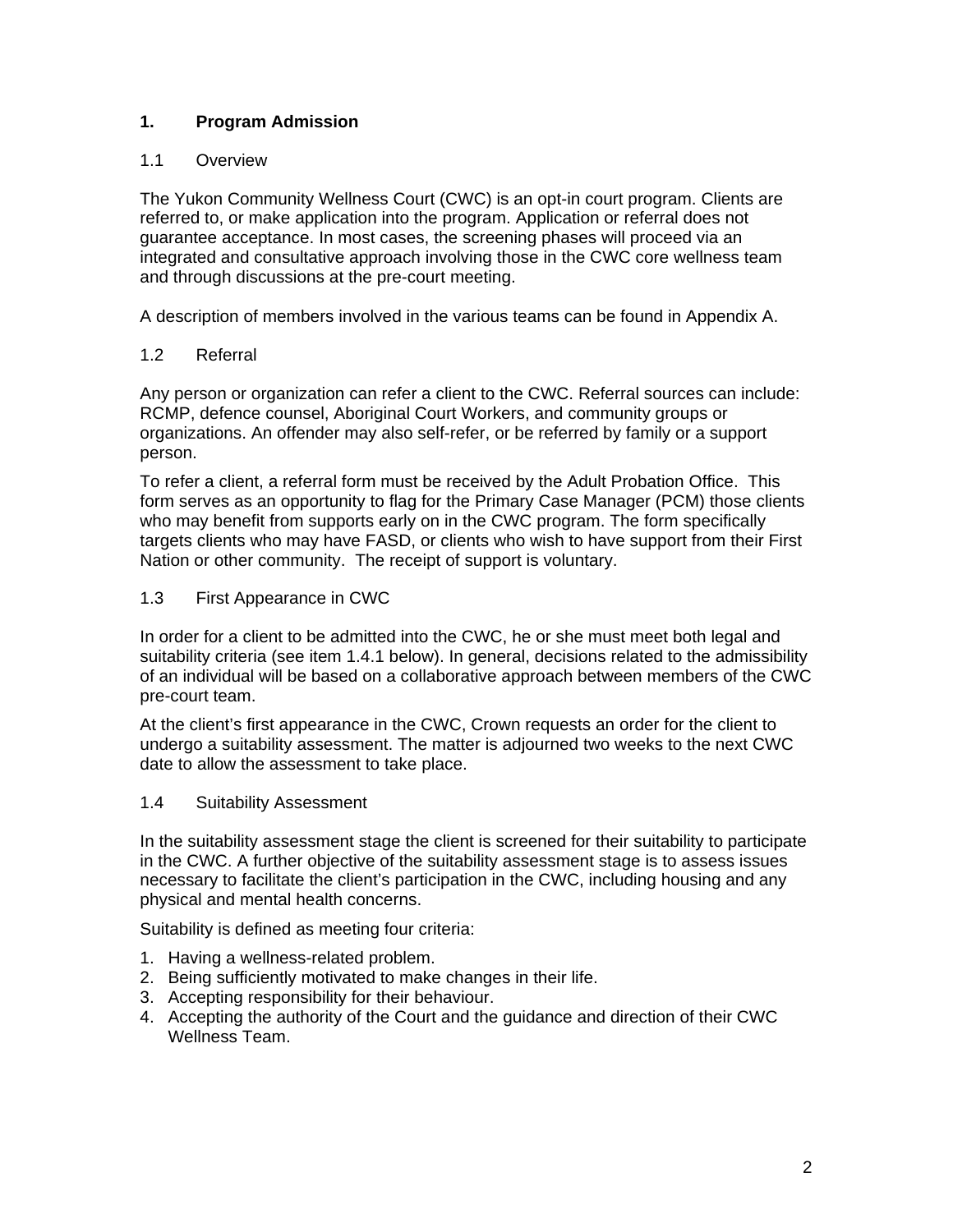# 1. Program Admission

## 1.1 Overview

The Yukon Community Wellness Court (CWC) is an opt-in court program. Clients are referred to, or make application into the program. Application or referral does not guarantee acceptance. In most cases, the screening phases will proceed via an integrated and consultative approach involving those in the CWC core wellness team and through discussions at the pre-court meeting.

A description of members involved in the various teams can be found in Appendix A.

## 1.2 Referral

Any person or organization can refer a client to the CWC. Referral sources can include: RCMP, defence counsel, Aboriginal Court Workers, and community groups or organizations. An offender may also self-refer, or be referred by family or a support person.

To refer a client, a referral form must be received by the Adult Probation Office. This form serves as an opportunity to flag for the Primary Case Manager (PCM) those clients who may benefit from supports early on in the CWC program. The form specifically targets clients who may have FASD, or clients who wish to have support from their First Nation or other community. The receipt of support is voluntary.

## 1.3 First Appearance in CWC

In order for a client to be admitted into the CWC, he or she must meet both legal and suitability criteria (see item 1.4.1 below). In general, decisions related to the admissibility of an individual will be based on a collaborative approach between members of the CWC pre-court team.

At the client's first appearance in the CWC, Crown requests an order for the client to undergo a suitability assessment. The matter is adjourned two weeks to the next CWC date to allow the assessment to take place.

## 1.4 Suitability Assessment

In the suitability assessment stage the client is screened for their suitability to participate in the CWC. A further objective of the suitability assessment stage is to assess issues necessary to facilitate the client's participation in the CWC, including housing and any physical and mental health concerns.

Suitability is defined as meeting four criteria:

1. Having a wellness-related problem.
2. Being sufficiently motivated to make changes in their life.
3. Accepting responsibility for their behaviour.
4. Accepting the authority of the Court and the guidance and direction of their CWC Wellness Team.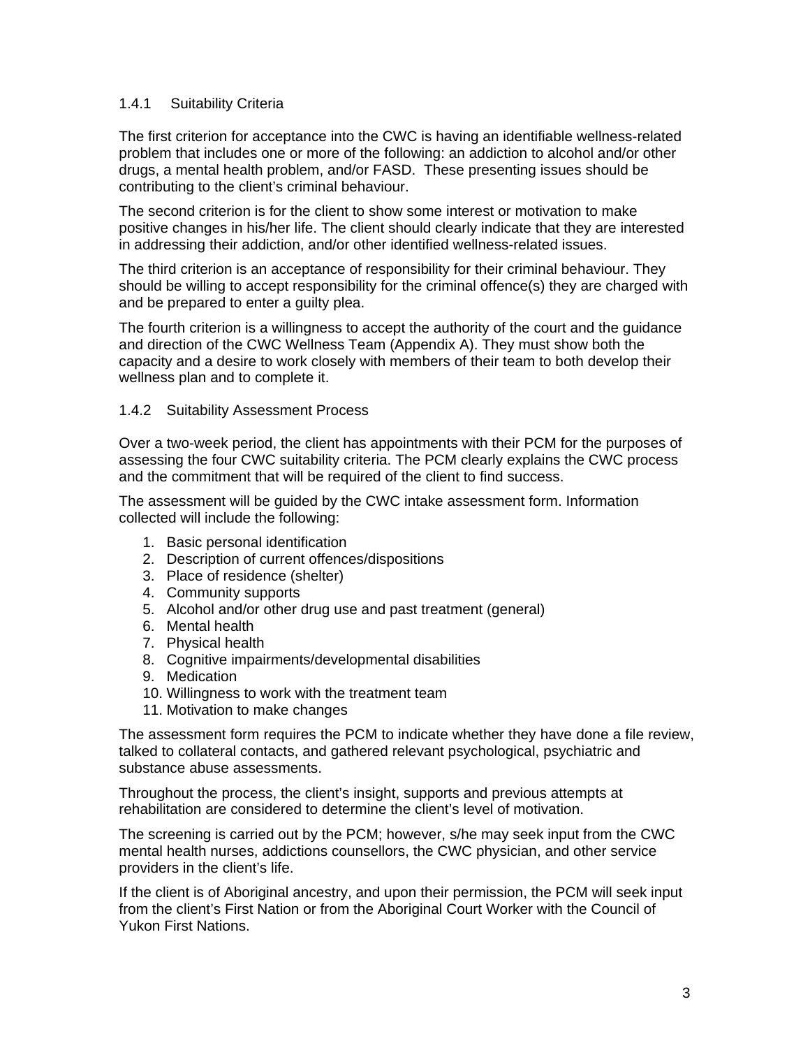### 1.4.1 Suitability Criteria

The first criterion for acceptance into the CWC is having an identifiable wellness-related problem that includes one or more of the following: an addiction to alcohol and/or other drugs, a mental health problem, and/or FASD. These presenting issues should be contributing to the client's criminal behaviour.

The second criterion is for the client to show some interest or motivation to make positive changes in his/her life. The client should clearly indicate that they are interested in addressing their addiction, and/or other identified wellness-related issues.

The third criterion is an acceptance of responsibility for their criminal behaviour. They should be willing to accept responsibility for the criminal offence(s) they are charged with and be prepared to enter a guilty plea.

The fourth criterion is a willingness to accept the authority of the court and the guidance and direction of the CWC Wellness Team (Appendix A). They must show both the capacity and a desire to work closely with members of their team to both develop their wellness plan and to complete it.

### 1.4.2 Suitability Assessment Process

Over a two-week period, the client has appointments with their PCM for the purposes of assessing the four CWC suitability criteria. The PCM clearly explains the CWC process and the commitment that will be required of the client to find success.

The assessment will be guided by the CWC intake assessment form. Information collected will include the following:

1. Basic personal identification
2. Description of current offences/dispositions
3. Place of residence (shelter)
4. Community supports
5. Alcohol and/or other drug use and past treatment (general)
6. Mental health
7. Physical health
8. Cognitive impairments/developmental disabilities
9. Medication
10. Willingness to work with the treatment team
11. Motivation to make changes

The assessment form requires the PCM to indicate whether they have done a file review, talked to collateral contacts, and gathered relevant psychological, psychiatric and substance abuse assessments.

Throughout the process, the client's insight, supports and previous attempts at rehabilitation are considered to determine the client's level of motivation.

The screening is carried out by the PCM; however, s/he may seek input from the CWC mental health nurses, addictions counsellors, the CWC physician, and other service providers in the client's life.

If the client is of Aboriginal ancestry, and upon their permission, the PCM will seek input from the client's First Nation or from the Aboriginal Court Worker with the Council of Yukon First Nations.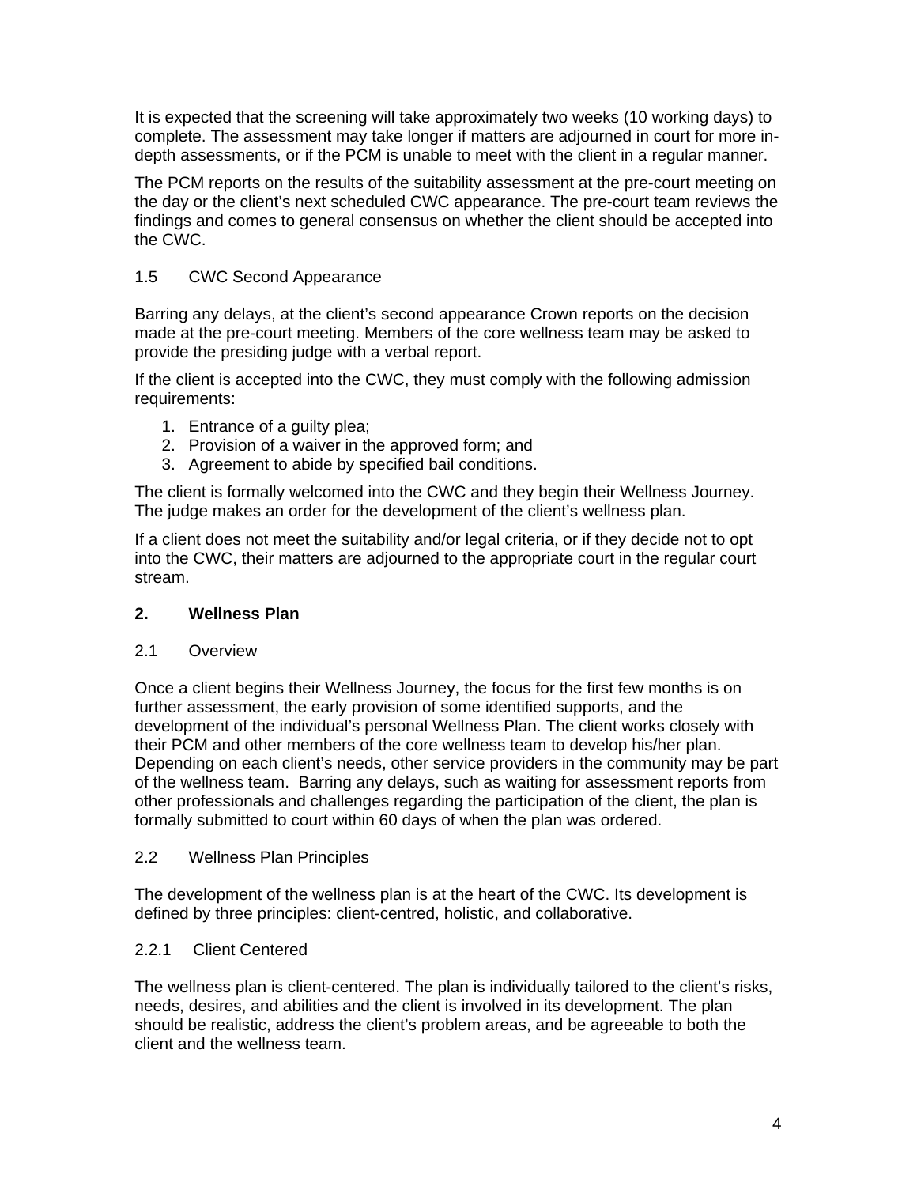It is expected that the screening will take approximately two weeks (10 working days) to complete. The assessment may take longer if matters are adjourned in court for more in-depth assessments, or if the PCM is unable to meet with the client in a regular manner.

The PCM reports on the results of the suitability assessment at the pre-court meeting on the day or the client's next scheduled CWC appearance. The pre-court team reviews the findings and comes to general consensus on whether the client should be accepted into the CWC.

### 1.5 CWC Second Appearance

Barring any delays, at the client's second appearance Crown reports on the decision made at the pre-court meeting. Members of the core wellness team may be asked to provide the presiding judge with a verbal report.

If the client is accepted into the CWC, they must comply with the following admission requirements:

1. Entrance of a guilty plea;
2. Provision of a waiver in the approved form; and
3. Agreement to abide by specified bail conditions.

The client is formally welcomed into the CWC and they begin their Wellness Journey. The judge makes an order for the development of the client's wellness plan.

If a client does not meet the suitability and/or legal criteria, or if they decide not to opt into the CWC, their matters are adjourned to the appropriate court in the regular court stream.

## 2. Wellness Plan

### 2.1 Overview

Once a client begins their Wellness Journey, the focus for the first few months is on further assessment, the early provision of some identified supports, and the development of the individual's personal Wellness Plan. The client works closely with their PCM and other members of the core wellness team to develop his/her plan. Depending on each client's needs, other service providers in the community may be part of the wellness team. Barring any delays, such as waiting for assessment reports from other professionals and challenges regarding the participation of the client, the plan is formally submitted to court within 60 days of when the plan was ordered.

### 2.2 Wellness Plan Principles

The development of the wellness plan is at the heart of the CWC. Its development is defined by three principles: client-centred, holistic, and collaborative.

#### 2.2.1 Client Centered

The wellness plan is client-centered. The plan is individually tailored to the client's risks, needs, desires, and abilities and the client is involved in its development. The plan should be realistic, address the client's problem areas, and be agreeable to both the client and the wellness team.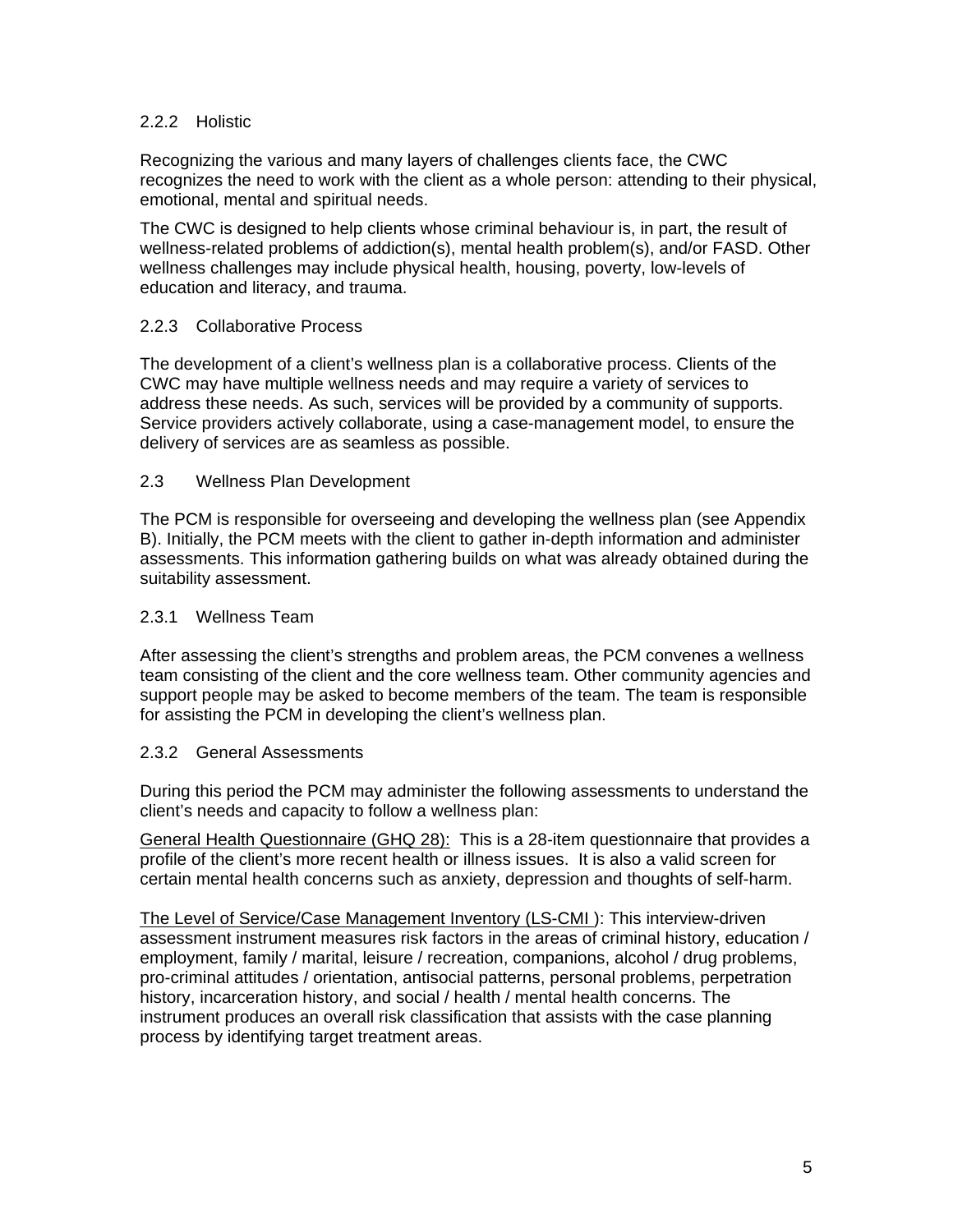### 2.2.2 Holistic

Recognizing the various and many layers of challenges clients face, the CWC recognizes the need to work with the client as a whole person: attending to their physical, emotional, mental and spiritual needs.

The CWC is designed to help clients whose criminal behaviour is, in part, the result of wellness-related problems of addiction(s), mental health problem(s), and/or FASD. Other wellness challenges may include physical health, housing, poverty, low-levels of education and literacy, and trauma.

### 2.2.3 Collaborative Process

The development of a client's wellness plan is a collaborative process. Clients of the CWC may have multiple wellness needs and may require a variety of services to address these needs. As such, services will be provided by a community of supports. Service providers actively collaborate, using a case-management model, to ensure the delivery of services are as seamless as possible.

## 2.3 Wellness Plan Development

The PCM is responsible for overseeing and developing the wellness plan (see Appendix B). Initially, the PCM meets with the client to gather in-depth information and administer assessments. This information gathering builds on what was already obtained during the suitability assessment.

### 2.3.1 Wellness Team

After assessing the client's strengths and problem areas, the PCM convenes a wellness team consisting of the client and the core wellness team. Other community agencies and support people may be asked to become members of the team. The team is responsible for assisting the PCM in developing the client's wellness plan.

### 2.3.2 General Assessments

During this period the PCM may administer the following assessments to understand the client's needs and capacity to follow a wellness plan:

<u>General Health Questionnaire (GHQ 28):</u> This is a 28-item questionnaire that provides a profile of the client's more recent health or illness issues. It is also a valid screen for certain mental health concerns such as anxiety, depression and thoughts of self-harm.

<u>The Level of Service/Case Management Inventory (LS-CMI )</u>: This interview-driven assessment instrument measures risk factors in the areas of criminal history, education / employment, family / marital, leisure / recreation, companions, alcohol / drug problems, pro-criminal attitudes / orientation, antisocial patterns, personal problems, perpetration history, incarceration history, and social / health / mental health concerns. The instrument produces an overall risk classification that assists with the case planning process by identifying target treatment areas.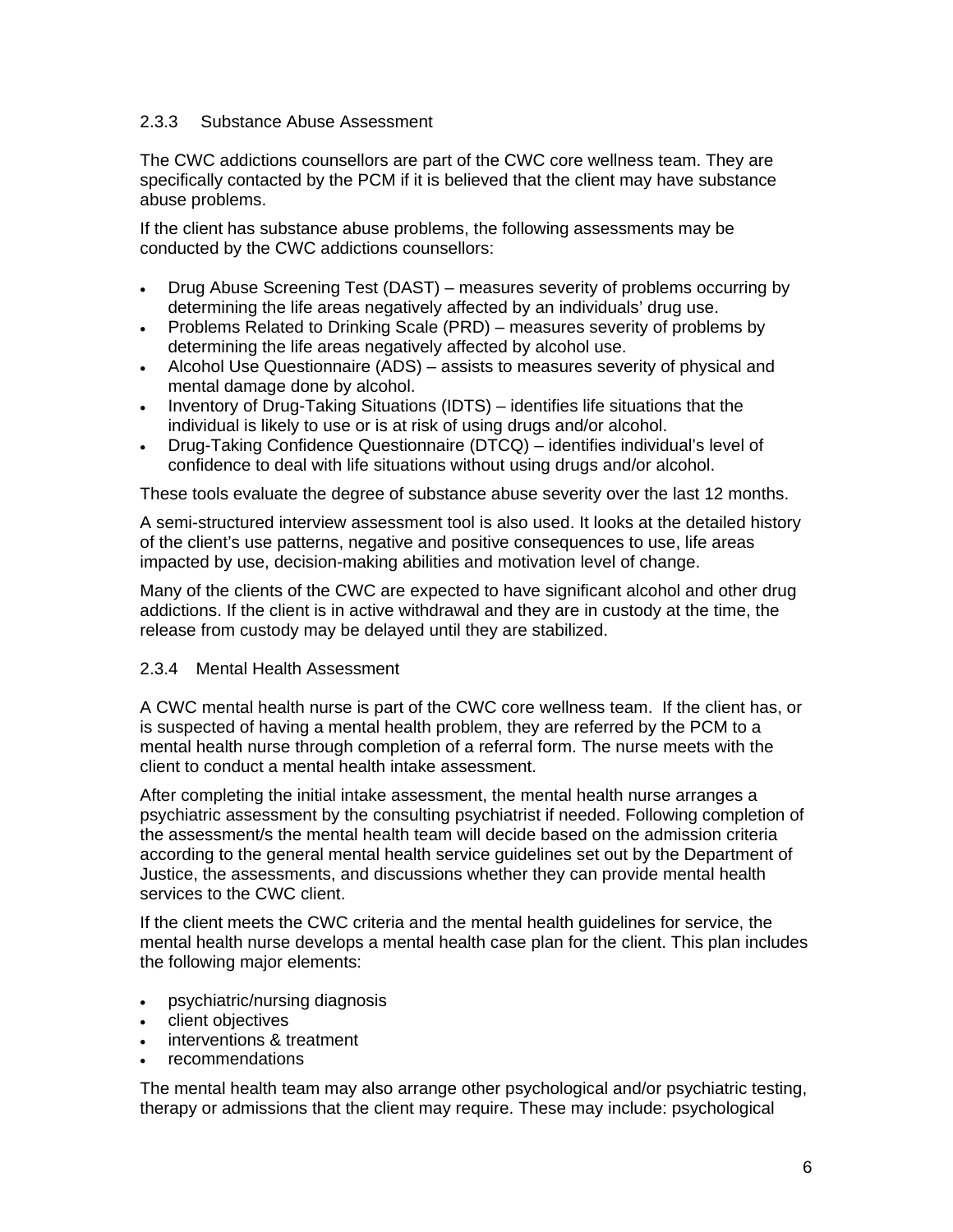### 2.3.3 Substance Abuse Assessment

The CWC addictions counsellors are part of the CWC core wellness team. They are specifically contacted by the PCM if it is believed that the client may have substance abuse problems.

If the client has substance abuse problems, the following assessments may be conducted by the CWC addictions counsellors:

- Drug Abuse Screening Test (DAST) – measures severity of problems occurring by determining the life areas negatively affected by an individuals' drug use.
- Problems Related to Drinking Scale (PRD) – measures severity of problems by determining the life areas negatively affected by alcohol use.
- Alcohol Use Questionnaire (ADS) – assists to measures severity of physical and mental damage done by alcohol.
- Inventory of Drug-Taking Situations (IDTS) – identifies life situations that the individual is likely to use or is at risk of using drugs and/or alcohol.
- Drug-Taking Confidence Questionnaire (DTCQ) – identifies individual's level of confidence to deal with life situations without using drugs and/or alcohol.

These tools evaluate the degree of substance abuse severity over the last 12 months.

A semi-structured interview assessment tool is also used. It looks at the detailed history of the client's use patterns, negative and positive consequences to use, life areas impacted by use, decision-making abilities and motivation level of change.

Many of the clients of the CWC are expected to have significant alcohol and other drug addictions. If the client is in active withdrawal and they are in custody at the time, the release from custody may be delayed until they are stabilized.

### 2.3.4 Mental Health Assessment

A CWC mental health nurse is part of the CWC core wellness team. If the client has, or is suspected of having a mental health problem, they are referred by the PCM to a mental health nurse through completion of a referral form. The nurse meets with the client to conduct a mental health intake assessment.

After completing the initial intake assessment, the mental health nurse arranges a psychiatric assessment by the consulting psychiatrist if needed. Following completion of the assessment/s the mental health team will decide based on the admission criteria according to the general mental health service guidelines set out by the Department of Justice, the assessments, and discussions whether they can provide mental health services to the CWC client.

If the client meets the CWC criteria and the mental health guidelines for service, the mental health nurse develops a mental health case plan for the client. This plan includes the following major elements:

- psychiatric/nursing diagnosis
- client objectives
- interventions & treatment
- recommendations

The mental health team may also arrange other psychological and/or psychiatric testing, therapy or admissions that the client may require. These may include: psychological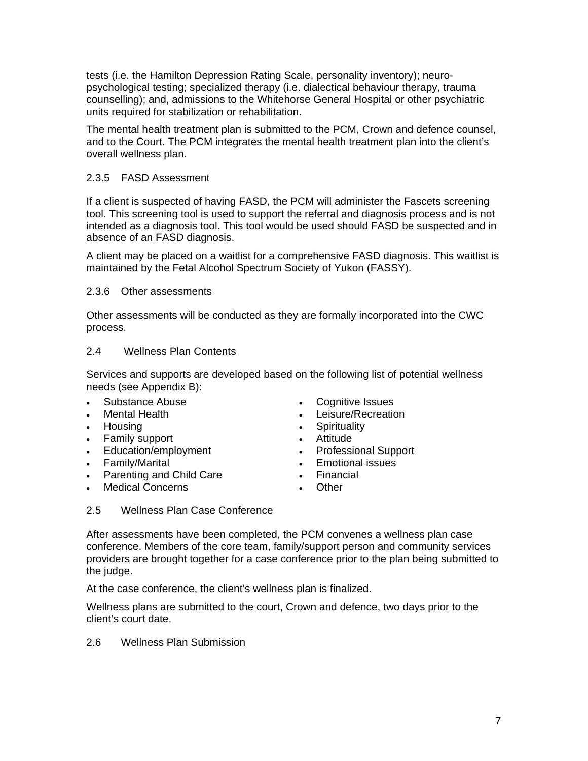tests (i.e. the Hamilton Depression Rating Scale, personality inventory); neuro-psychological testing; specialized therapy (i.e. dialectical behaviour therapy, trauma counselling); and, admissions to the Whitehorse General Hospital or other psychiatric units required for stabilization or rehabilitation.

The mental health treatment plan is submitted to the PCM, Crown and defence counsel, and to the Court. The PCM integrates the mental health treatment plan into the client's overall wellness plan.

#### 2.3.5 FASD Assessment

If a client is suspected of having FASD, the PCM will administer the Fascets screening tool. This screening tool is used to support the referral and diagnosis process and is not intended as a diagnosis tool. This tool would be used should FASD be suspected and in absence of an FASD diagnosis.

A client may be placed on a waitlist for a comprehensive FASD diagnosis. This waitlist is maintained by the Fetal Alcohol Spectrum Society of Yukon (FASSY).

#### 2.3.6 Other assessments

Other assessments will be conducted as they are formally incorporated into the CWC process.

### 2.4 Wellness Plan Contents

Services and supports are developed based on the following list of potential wellness needs (see Appendix B):

- Substance Abuse
- Mental Health
- Housing
- Family support
- Education/employment
- Family/Marital
- Parenting and Child Care
- Medical Concerns
- Cognitive Issues
- Leisure/Recreation
- Spirituality
- Attitude
- Professional Support
- Emotional issues
- Financial
- Other

### 2.5 Wellness Plan Case Conference

After assessments have been completed, the PCM convenes a wellness plan case conference. Members of the core team, family/support person and community services providers are brought together for a case conference prior to the plan being submitted to the judge.

At the case conference, the client's wellness plan is finalized.

Wellness plans are submitted to the court, Crown and defence, two days prior to the client's court date.

### 2.6 Wellness Plan Submission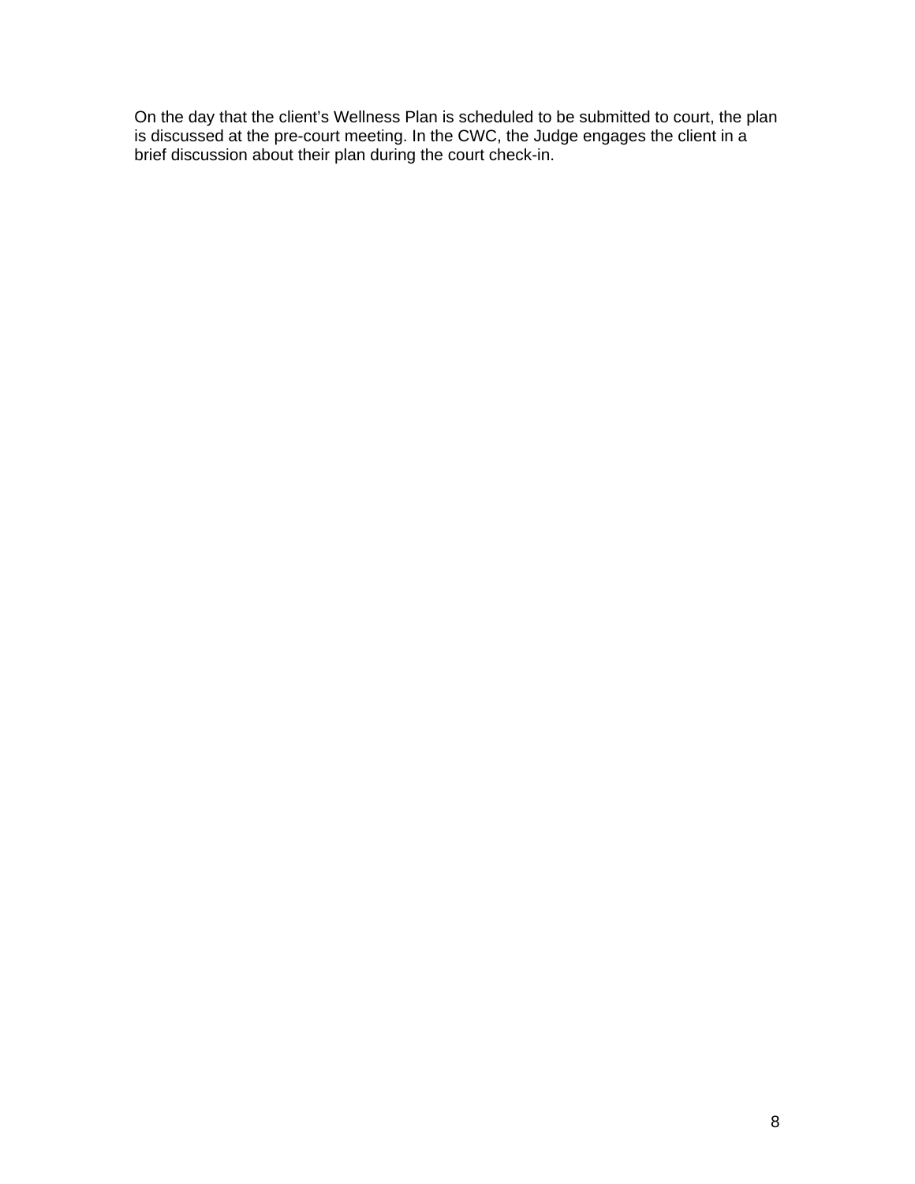On the day that the client's Wellness Plan is scheduled to be submitted to court, the plan is discussed at the pre-court meeting. In the CWC, the Judge engages the client in a brief discussion about their plan during the court check-in.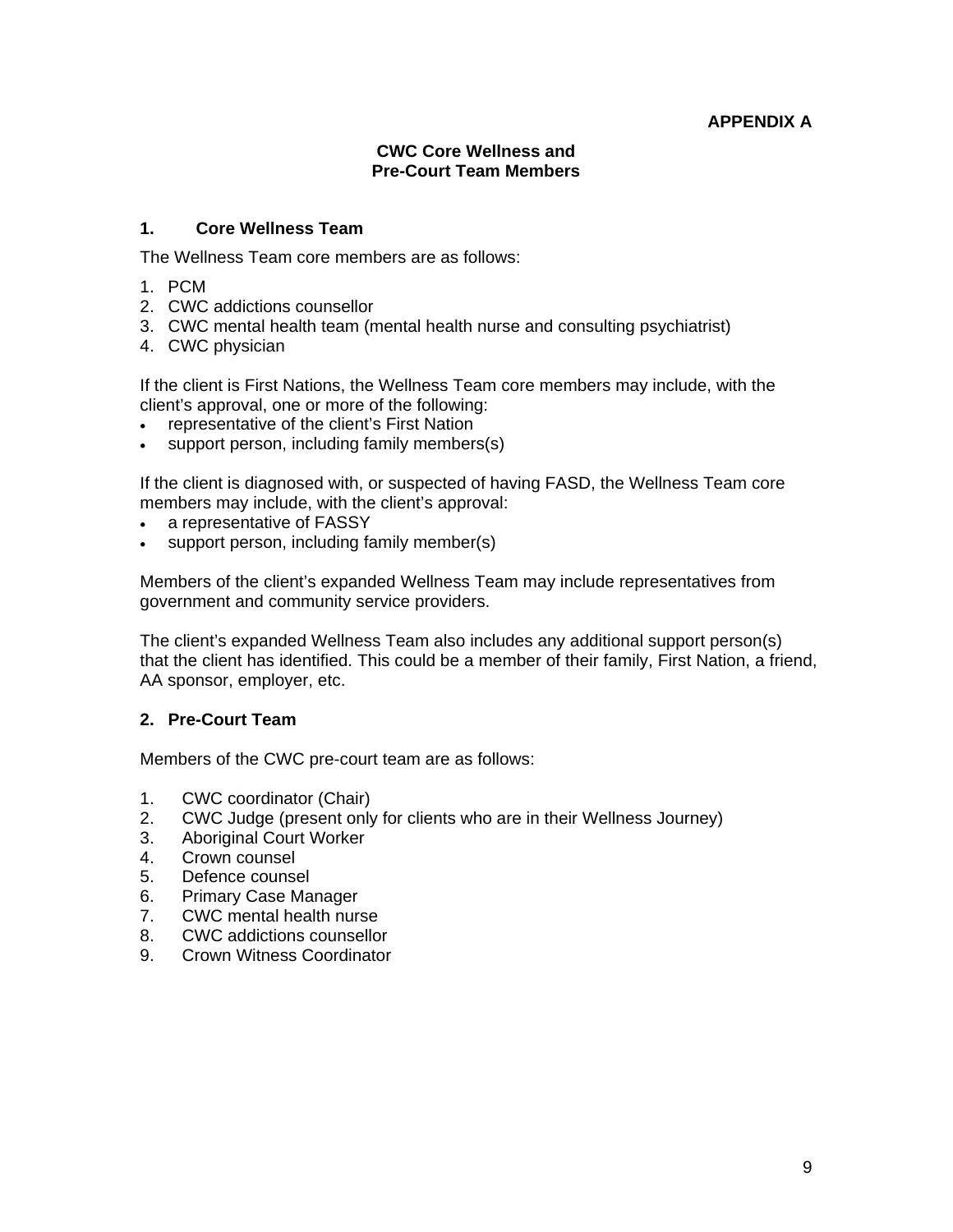**APPENDIX A**

## CWC Core Wellness and Pre-Court Team Members

### 1. Core Wellness Team

The Wellness Team core members are as follows:

1. PCM
2. CWC addictions counsellor
3. CWC mental health team (mental health nurse and consulting psychiatrist)
4. CWC physician

If the client is First Nations, the Wellness Team core members may include, with the client's approval, one or more of the following:

- representative of the client's First Nation
- support person, including family members(s)

If the client is diagnosed with, or suspected of having FASD, the Wellness Team core members may include, with the client's approval:

- a representative of FASSY
- support person, including family member(s)

Members of the client's expanded Wellness Team may include representatives from government and community service providers.

The client's expanded Wellness Team also includes any additional support person(s) that the client has identified. This could be a member of their family, First Nation, a friend, AA sponsor, employer, etc.

### 2. Pre-Court Team

Members of the CWC pre-court team are as follows:

1. CWC coordinator (Chair)
2. CWC Judge (present only for clients who are in their Wellness Journey)
3. Aboriginal Court Worker
4. Crown counsel
5. Defence counsel
6. Primary Case Manager
7. CWC mental health nurse
8. CWC addictions counsellor
9. Crown Witness Coordinator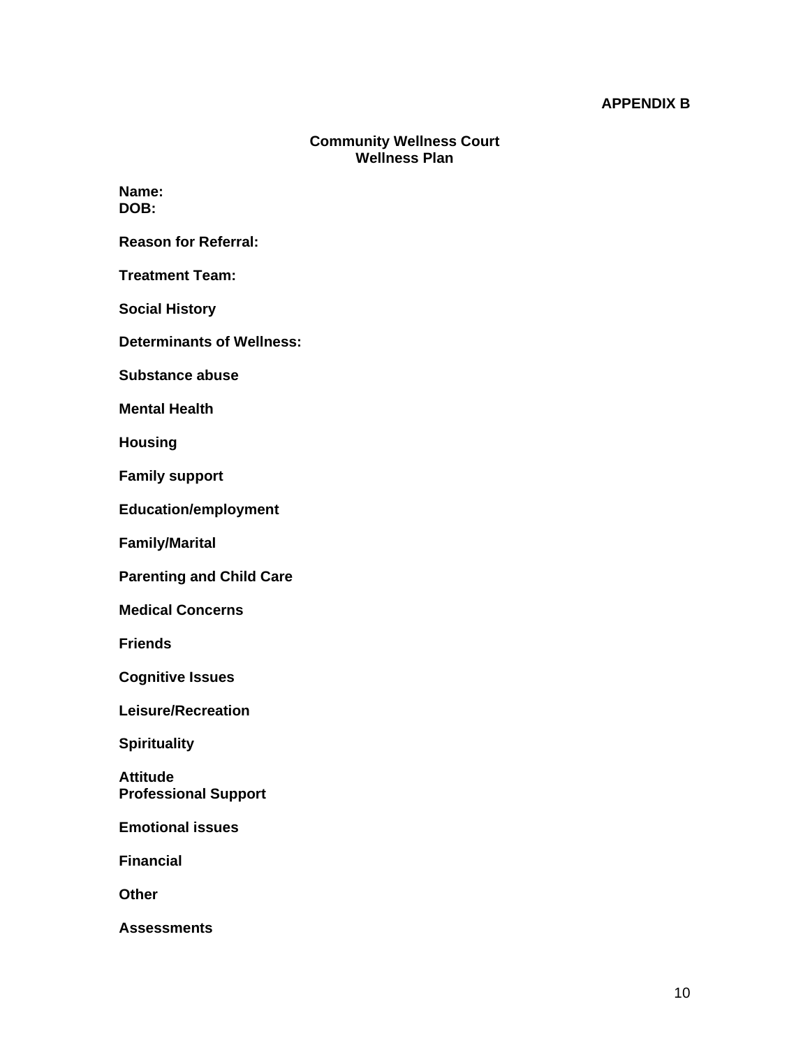**APPENDIX B**

# Community Wellness Court
## Wellness Plan

**Name:**
**DOB:**

**Reason for Referral:**

**Treatment Team:**

**Social History**

**Determinants of Wellness:**

**Substance abuse**

**Mental Health**

**Housing**

**Family support**

**Education/employment**

**Family/Marital**

**Parenting and Child Care**

**Medical Concerns**

**Friends**

**Cognitive Issues**

**Leisure/Recreation**

**Spirituality**

**Attitude**
**Professional Support**

**Emotional issues**

**Financial**

**Other**

**Assessments**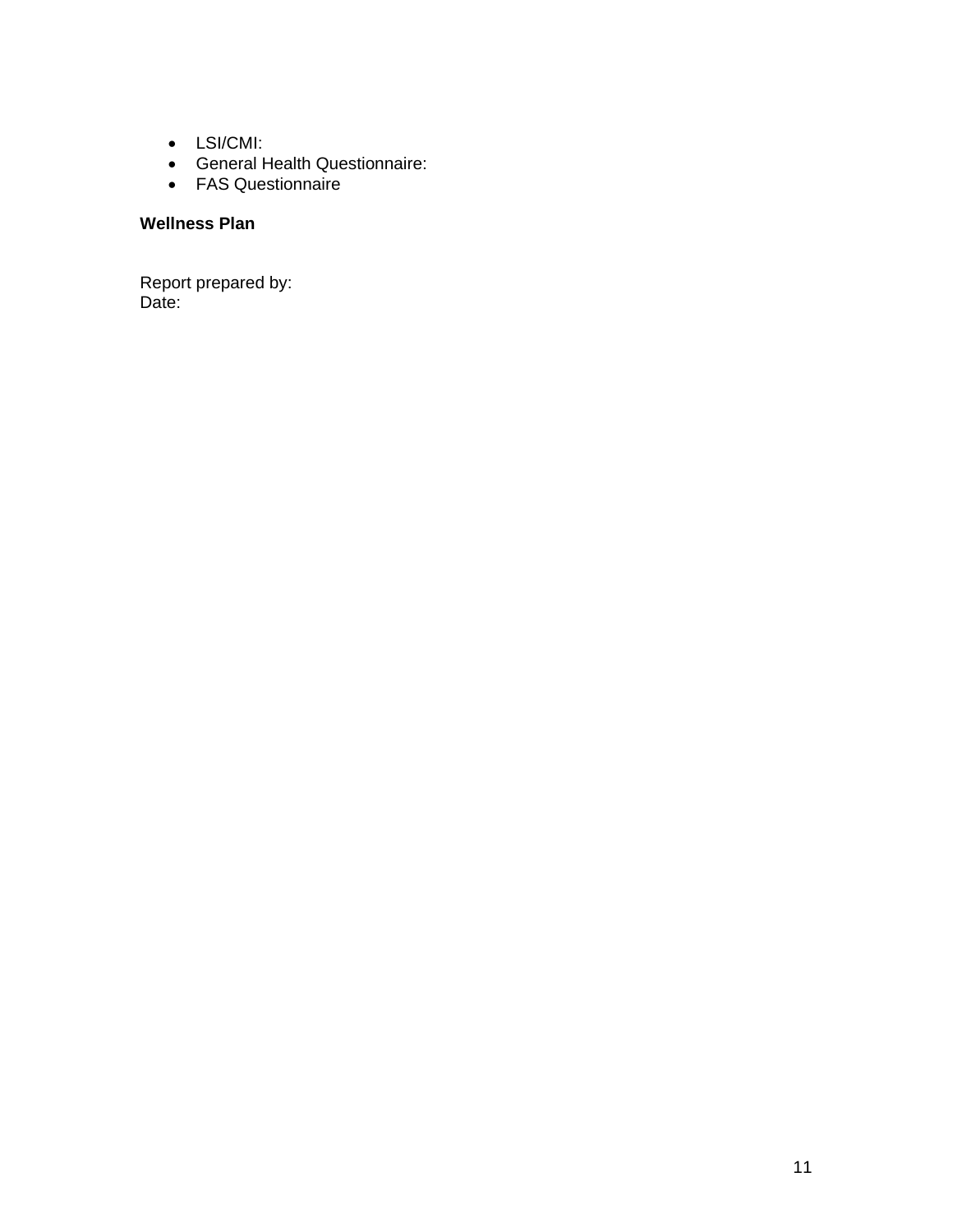- LSI/CMI:
- General Health Questionnaire:
- FAS Questionnaire

**Wellness Plan**

Report prepared by:
Date: